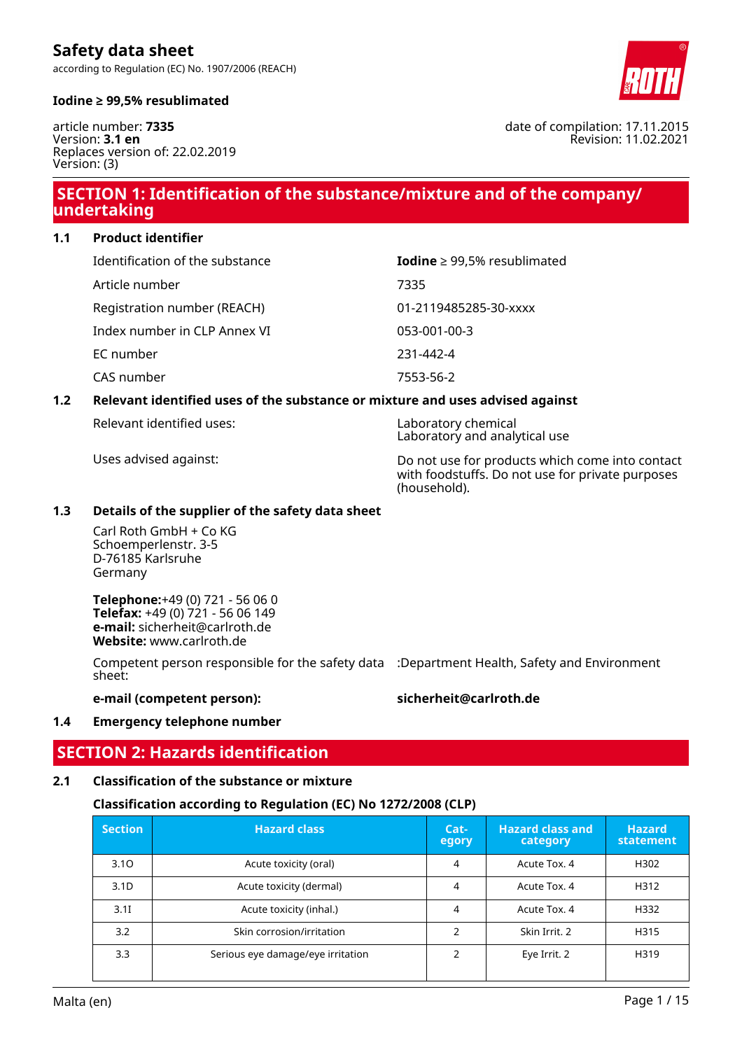# Safety data sheet

according to Regulation (EC) No. 1907/2006 (REACH)

**Iodine ≥ 99,5% resublimated**

article number: **7335**
Version: **3.1 en**
Replaces version of: 22.02.2019
Version: (3)

date of compilation: 17.11.2015
Revision: 11.02.2021

## SECTION 1: Identification of the substance/mixture and of the company/ undertaking

### 1.1 Product identifier

| | |
|---|---|
| Identification of the substance | **Iodine** ≥ 99,5% resublimated |
| Article number | 7335 |
| Registration number (REACH) | 01-2119485285-30-xxxx |
| Index number in CLP Annex VI | 053-001-00-3 |
| EC number | 231-442-4 |
| CAS number | 7553-56-2 |

### 1.2 Relevant identified uses of the substance or mixture and uses advised against

| | |
|---|---|
| Relevant identified uses: | Laboratory chemical<br>Laboratory and analytical use |
| Uses advised against: | Do not use for products which come into contact with foodstuffs. Do not use for private purposes (household). |

### 1.3 Details of the supplier of the safety data sheet

Carl Roth GmbH + Co KG
Schoemperlenstr. 3-5
D-76185 Karlsruhe
Germany

**Telephone:**+49 (0) 721 - 56 06 0
**Telefax:** +49 (0) 721 - 56 06 149
**e-mail:** sicherheit@carlroth.de
**Website:** www.carlroth.de

Competent person responsible for the safety data sheet: :Department Health, Safety and Environment

**e-mail (competent person):** **sicherheit@carlroth.de**

### 1.4 Emergency telephone number

## SECTION 2: Hazards identification

### 2.1 Classification of the substance or mixture

**Classification according to Regulation (EC) No 1272/2008 (CLP)**

| Section | Hazard class | Category | Hazard class and category | Hazard statement |
|---|---|---|---|---|
| 3.1O | Acute toxicity (oral) | 4 | Acute Tox. 4 | H302 |
| 3.1D | Acute toxicity (dermal) | 4 | Acute Tox. 4 | H312 |
| 3.1I | Acute toxicity (inhal.) | 4 | Acute Tox. 4 | H332 |
| 3.2 | Skin corrosion/irritation | 2 | Skin Irrit. 2 | H315 |
| 3.3 | Serious eye damage/eye irritation | 2 | Eye Irrit. 2 | H319 |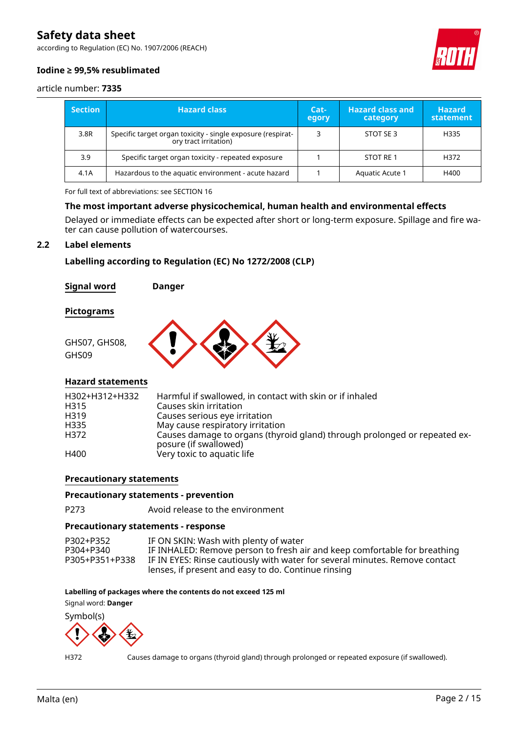| Section | Hazard class | Cat-egory | Hazard class and category | Hazard statement |
|---|---|---|---|---|
| 3.8R | Specific target organ toxicity - single exposure (respirat-ory tract irritation) | 3 | STOT SE 3 | H335 |
| 3.9 | Specific target organ toxicity - repeated exposure | 1 | STOT RE 1 | H372 |
| 4.1A | Hazardous to the aquatic environment - acute hazard | 1 | Aquatic Acute 1 | H400 |

For full text of abbreviations: see SECTION 16

### The most important adverse physicochemical, human health and environmental effects

Delayed or immediate effects can be expected after short or long-term exposure. Spillage and fire water can cause pollution of watercourses.

## 2.2 Label elements

### Labelling according to Regulation (EC) No 1272/2008 (CLP)

**Signal word** **Danger**

**Pictograms**

GHS07, GHS08, GHS09

**Hazard statements**

| | |
|---|---|
| H302+H312+H332 | Harmful if swallowed, in contact with skin or if inhaled |
| H315 | Causes skin irritation |
| H319 | Causes serious eye irritation |
| H335 | May cause respiratory irritation |
| H372 | Causes damage to organs (thyroid gland) through prolonged or repeated exposure (if swallowed) |
| H400 | Very toxic to aquatic life |

**Precautionary statements**

**Precautionary statements - prevention**

| | |
|---|---|
| P273 | Avoid release to the environment |

**Precautionary statements - response**

| | |
|---|---|
| P302+P352 | IF ON SKIN: Wash with plenty of water |
| P304+P340 | IF INHALED: Remove person to fresh air and keep comfortable for breathing |
| P305+P351+P338 | IF IN EYES: Rinse cautiously with water for several minutes. Remove contact lenses, if present and easy to do. Continue rinsing |

**Labelling of packages where the contents do not exceed 125 ml**

Signal word: **Danger**

Symbol(s)

| | |
|---|---|
| H372 | Causes damage to organs (thyroid gland) through prolonged or repeated exposure (if swallowed). |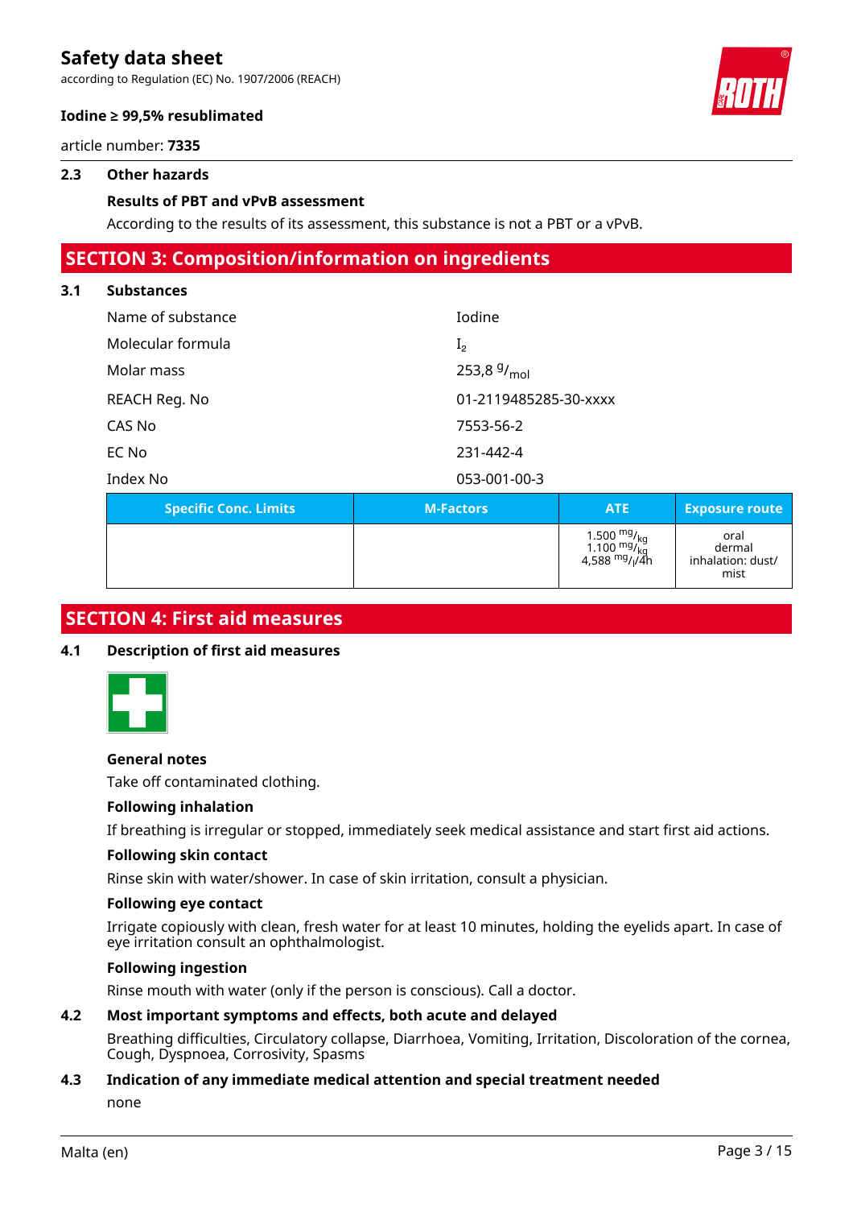### 2.3 Other hazards

**Results of PBT and vPvB assessment**

According to the results of its assessment, this substance is not a PBT or a vPvB.

## SECTION 3: Composition/information on ingredients

### 3.1 Substances

| | |
|---|---|
| Name of substance | Iodine |
| Molecular formula | $I_2$ |
| Molar mass | 253,8 $^{g}/_{mol}$ |
| REACH Reg. No | 01-2119485285-30-xxxx |
| CAS No | 7553-56-2 |
| EC No | 231-442-4 |
| Index No | 053-001-00-3 |

| Specific Conc. Limits | M-Factors | ATE | Exposure route |
|---|---|---|---|
| | | 1.500 $^{mg}/_{kg}$<br>1.100 $^{mg}/_{kg}$<br>4,588 $^{mg}/_{l}$/4h | oral<br>dermal<br>inhalation: dust/ mist |

## SECTION 4: First aid measures

### 4.1 Description of first aid measures

**General notes**

Take off contaminated clothing.

**Following inhalation**

If breathing is irregular or stopped, immediately seek medical assistance and start first aid actions.

**Following skin contact**

Rinse skin with water/shower. In case of skin irritation, consult a physician.

**Following eye contact**

Irrigate copiously with clean, fresh water for at least 10 minutes, holding the eyelids apart. In case of eye irritation consult an ophthalmologist.

**Following ingestion**

Rinse mouth with water (only if the person is conscious). Call a doctor.

### 4.2 Most important symptoms and effects, both acute and delayed

Breathing difficulties, Circulatory collapse, Diarrhoea, Vomiting, Irritation, Discoloration of the cornea, Cough, Dyspnoea, Corrosivity, Spasms

### 4.3 Indication of any immediate medical attention and special treatment needed

none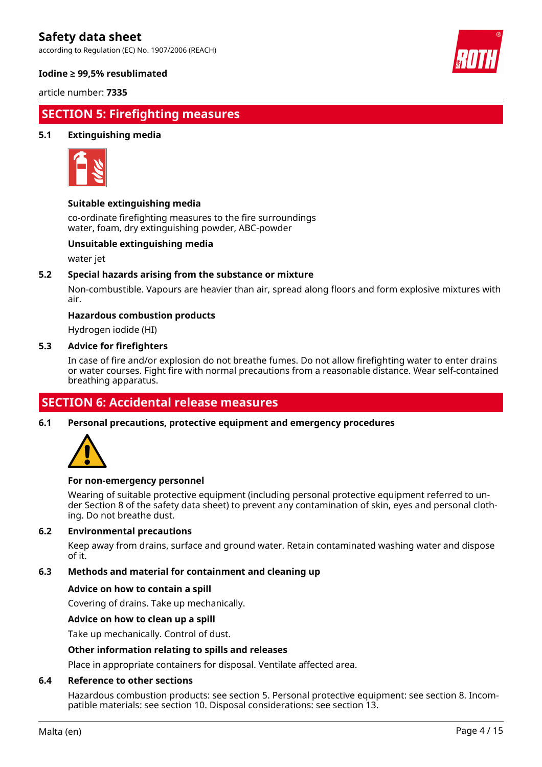## SECTION 5: Firefighting measures

### 5.1 Extinguishing media

**Suitable extinguishing media**

co-ordinate firefighting measures to the fire surroundings
water, foam, dry extinguishing powder, ABC-powder

**Unsuitable extinguishing media**

water jet

### 5.2 Special hazards arising from the substance or mixture

Non-combustible. Vapours are heavier than air, spread along floors and form explosive mixtures with air.

**Hazardous combustion products**

Hydrogen iodide (HI)

### 5.3 Advice for firefighters

In case of fire and/or explosion do not breathe fumes. Do not allow firefighting water to enter drains or water courses. Fight fire with normal precautions from a reasonable distance. Wear self-contained breathing apparatus.

## SECTION 6: Accidental release measures

### 6.1 Personal precautions, protective equipment and emergency procedures

**For non-emergency personnel**

Wearing of suitable protective equipment (including personal protective equipment referred to under Section 8 of the safety data sheet) to prevent any contamination of skin, eyes and personal clothing. Do not breathe dust.

### 6.2 Environmental precautions

Keep away from drains, surface and ground water. Retain contaminated washing water and dispose of it.

### 6.3 Methods and material for containment and cleaning up

**Advice on how to contain a spill**

Covering of drains. Take up mechanically.

**Advice on how to clean up a spill**

Take up mechanically. Control of dust.

**Other information relating to spills and releases**

Place in appropriate containers for disposal. Ventilate affected area.

### 6.4 Reference to other sections

Hazardous combustion products: see section 5. Personal protective equipment: see section 8. Incompatible materials: see section 10. Disposal considerations: see section 13.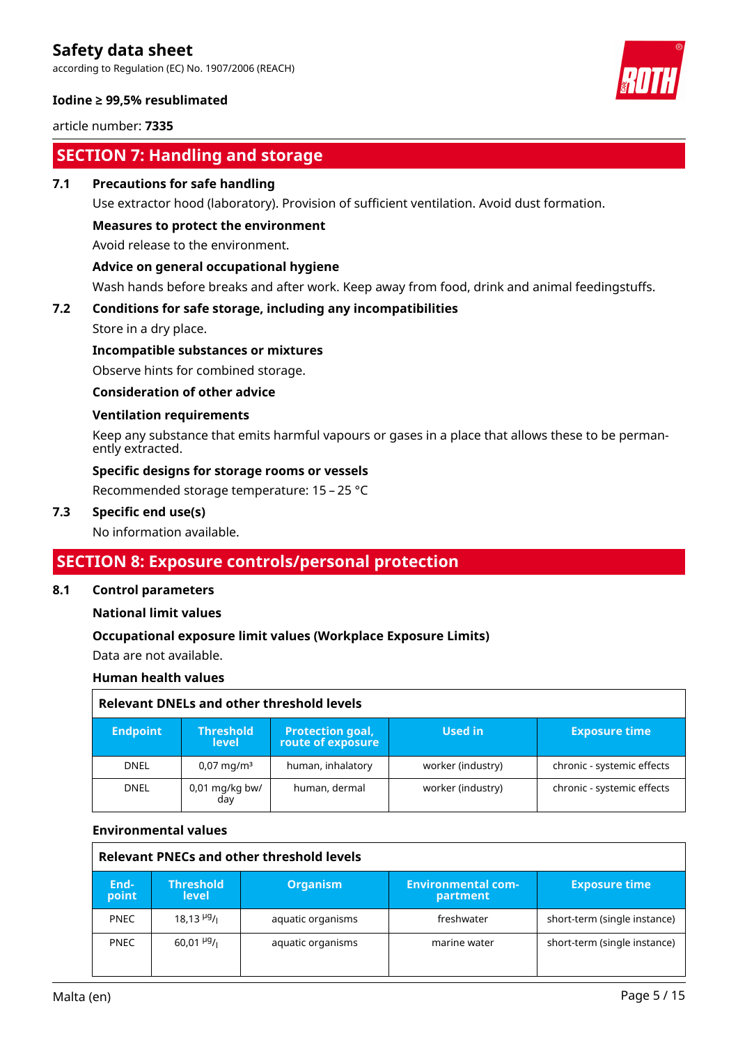## SECTION 7: Handling and storage

**7.1 Precautions for safe handling**

Use extractor hood (laboratory). Provision of sufficient ventilation. Avoid dust formation.

**Measures to protect the environment**

Avoid release to the environment.

**Advice on general occupational hygiene**

Wash hands before breaks and after work. Keep away from food, drink and animal feedingstuffs.

**7.2 Conditions for safe storage, including any incompatibilities**

Store in a dry place.

**Incompatible substances or mixtures**

Observe hints for combined storage.

**Consideration of other advice**

**Ventilation requirements**

Keep any substance that emits harmful vapours or gases in a place that allows these to be permanently extracted.

**Specific designs for storage rooms or vessels**

Recommended storage temperature: 15 – 25 °C

**7.3 Specific end use(s)**

No information available.

## SECTION 8: Exposure controls/personal protection

**8.1 Control parameters**

**National limit values**

**Occupational exposure limit values (Workplace Exposure Limits)**

Data are not available.

**Human health values**

**Relevant DNELs and other threshold levels**

| Endpoint | Threshold level | Protection goal, route of exposure | Used in | Exposure time |
|---|---|---|---|---|
| DNEL | 0,07 mg/m³ | human, inhalatory | worker (industry) | chronic - systemic effects |
| DNEL | 0,01 mg/kg bw/day | human, dermal | worker (industry) | chronic - systemic effects |

**Environmental values**

**Relevant PNECs and other threshold levels**

| End-point | Threshold level | Organism | Environmental compartment | Exposure time |
|---|---|---|---|---|
| PNEC | 18,13 µg/l | aquatic organisms | freshwater | short-term (single instance) |
| PNEC | 60,01 µg/l | aquatic organisms | marine water | short-term (single instance) |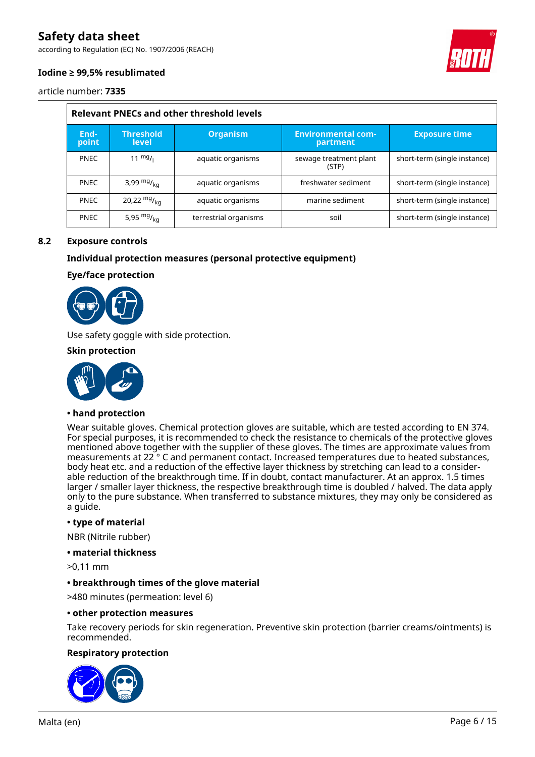| Relevant PNECs and other threshold levels | | | | |
|---|---|---|---|---|
| **End-point** | **Threshold level** | **Organism** | **Environmental com-partment** | **Exposure time** |
| PNEC | 11 $^{mg}/_{l}$ | aquatic organisms | sewage treatment plant (STP) | short-term (single instance) |
| PNEC | 3,99 $^{mg}/_{kg}$ | aquatic organisms | freshwater sediment | short-term (single instance) |
| PNEC | 20,22 $^{mg}/_{kg}$ | aquatic organisms | marine sediment | short-term (single instance) |
| PNEC | 5,95 $^{mg}/_{kg}$ | terrestrial organisms | soil | short-term (single instance) |

## 8.2 Exposure controls

### Individual protection measures (personal protective equipment)

#### Eye/face protection

Use safety goggle with side protection.

#### Skin protection

**• hand protection**

Wear suitable gloves. Chemical protection gloves are suitable, which are tested according to EN 374. For special purposes, it is recommended to check the resistance to chemicals of the protective gloves mentioned above together with the supplier of these gloves. The times are approximate values from measurements at 22 ° C and permanent contact. Increased temperatures due to heated substances, body heat etc. and a reduction of the effective layer thickness by stretching can lead to a considerable reduction of the breakthrough time. If in doubt, contact manufacturer. At an approx. 1.5 times larger / smaller layer thickness, the respective breakthrough time is doubled / halved. The data apply only to the pure substance. When transferred to substance mixtures, they may only be considered as a guide.

**• type of material**

NBR (Nitrile rubber)

**• material thickness**

>0,11 mm

**• breakthrough times of the glove material**

>480 minutes (permeation: level 6)

**• other protection measures**

Take recovery periods for skin regeneration. Preventive skin protection (barrier creams/ointments) is recommended.

#### Respiratory protection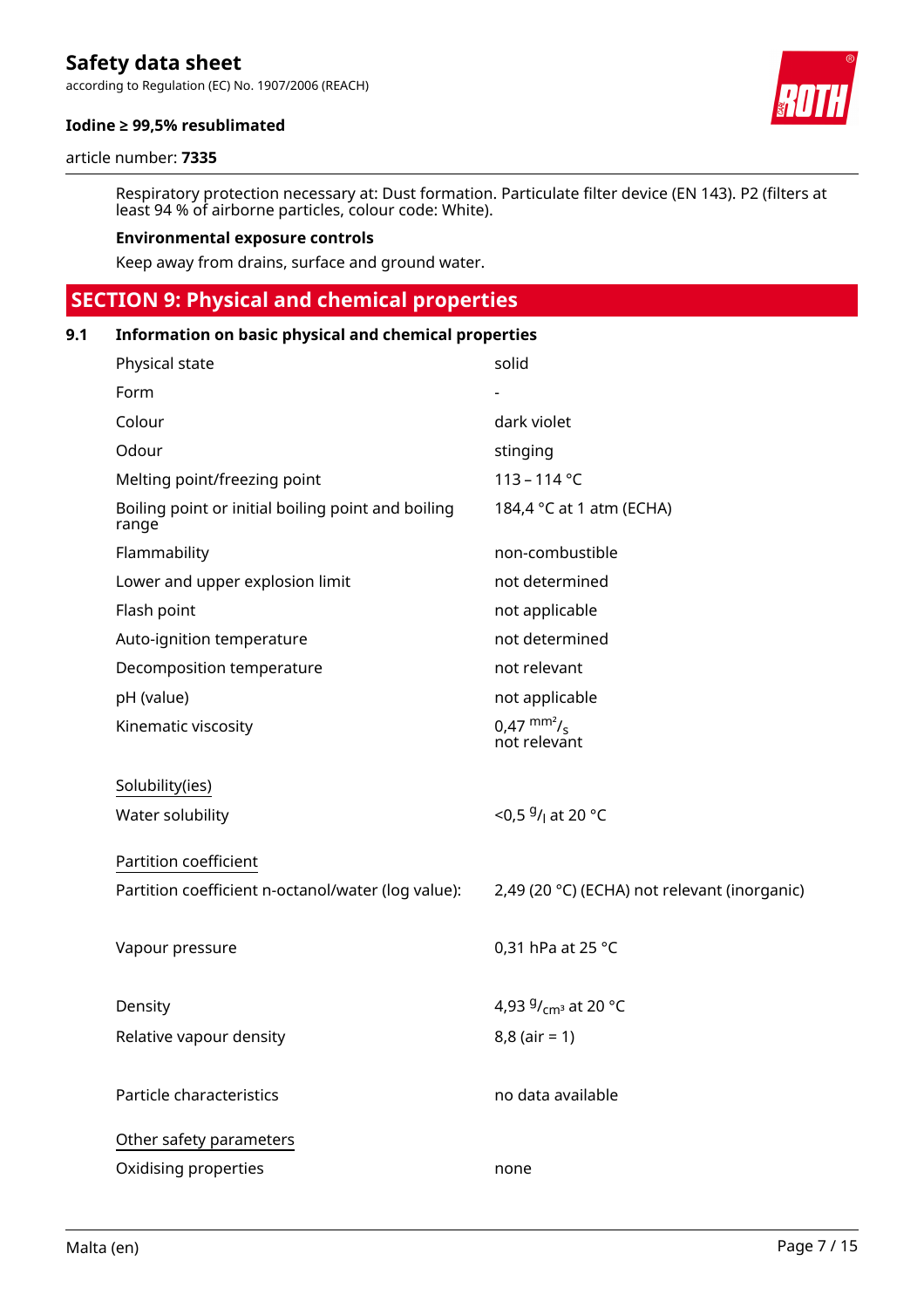Respiratory protection necessary at: Dust formation. Particulate filter device (EN 143). P2 (filters at least 94 % of airborne particles, colour code: White).

**Environmental exposure controls**

Keep away from drains, surface and ground water.

## SECTION 9: Physical and chemical properties

### 9.1 Information on basic physical and chemical properties

| | |
|---|---|
| Physical state | solid |
| Form | - |
| Colour | dark violet |
| Odour | stinging |
| Melting point/freezing point | 113 – 114 °C |
| Boiling point or initial boiling point and boiling range | 184,4 °C at 1 atm (ECHA) |
| Flammability | non-combustible |
| Lower and upper explosion limit | not determined |
| Flash point | not applicable |
| Auto-ignition temperature | not determined |
| Decomposition temperature | not relevant |
| pH (value) | not applicable |
| Kinematic viscosity | 0,47 $^{mm^2}/_{s}$ not relevant |

Solubility(ies)

| | |
|---|---|
| Water solubility | <0,5 $^{g}/_{l}$ at 20 °C |

Partition coefficient

| | |
|---|---|
| Partition coefficient n-octanol/water (log value): | 2,49 (20 °C) (ECHA) not relevant (inorganic) |
| Vapour pressure | 0,31 hPa at 25 °C |
| Density | 4,93 $^{g}/_{cm^3}$ at 20 °C |
| Relative vapour density | 8,8 (air = 1) |
| Particle characteristics | no data available |

Other safety parameters

| | |
|---|---|
| Oxidising properties | none |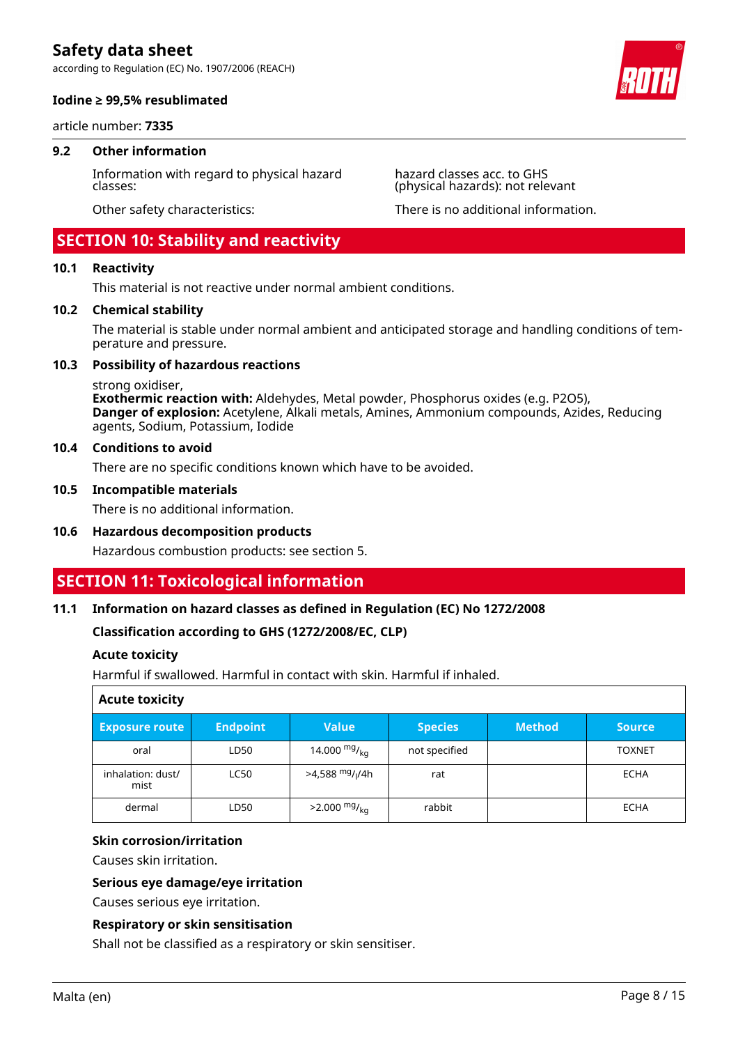### 9.2 Other information

Information with regard to physical hazard classes: hazard classes acc. to GHS (physical hazards): not relevant

Other safety characteristics: There is no additional information.

## SECTION 10: Stability and reactivity

### 10.1 Reactivity

This material is not reactive under normal ambient conditions.

### 10.2 Chemical stability

The material is stable under normal ambient and anticipated storage and handling conditions of temperature and pressure.

### 10.3 Possibility of hazardous reactions

strong oxidiser,
**Exothermic reaction with:** Aldehydes, Metal powder, Phosphorus oxides (e.g. $P_2O_5$),
**Danger of explosion:** Acetylene, Alkali metals, Amines, Ammonium compounds, Azides, Reducing agents, Sodium, Potassium, Iodide

### 10.4 Conditions to avoid

There are no specific conditions known which have to be avoided.

### 10.5 Incompatible materials

There is no additional information.

### 10.6 Hazardous decomposition products

Hazardous combustion products: see section 5.

## SECTION 11: Toxicological information

### 11.1 Information on hazard classes as defined in Regulation (EC) No 1272/2008

**Classification according to GHS (1272/2008/EC, CLP)**

**Acute toxicity**

Harmful if swallowed. Harmful in contact with skin. Harmful if inhaled.

**Acute toxicity**

| Exposure route | Endpoint | Value | Species | Method | Source |
|---|---|---|---|---|---|
| oral | LD50 | 14.000 $^{mg}/_{kg}$ | not specified | | TOXNET |
| inhalation: dust/mist | LC50 | >4,588 $^{mg}/_{l}$/4h | rat | | ECHA |
| dermal | LD50 | >2.000 $^{mg}/_{kg}$ | rabbit | | ECHA |

**Skin corrosion/irritation**

Causes skin irritation.

**Serious eye damage/eye irritation**

Causes serious eye irritation.

**Respiratory or skin sensitisation**

Shall not be classified as a respiratory or skin sensitiser.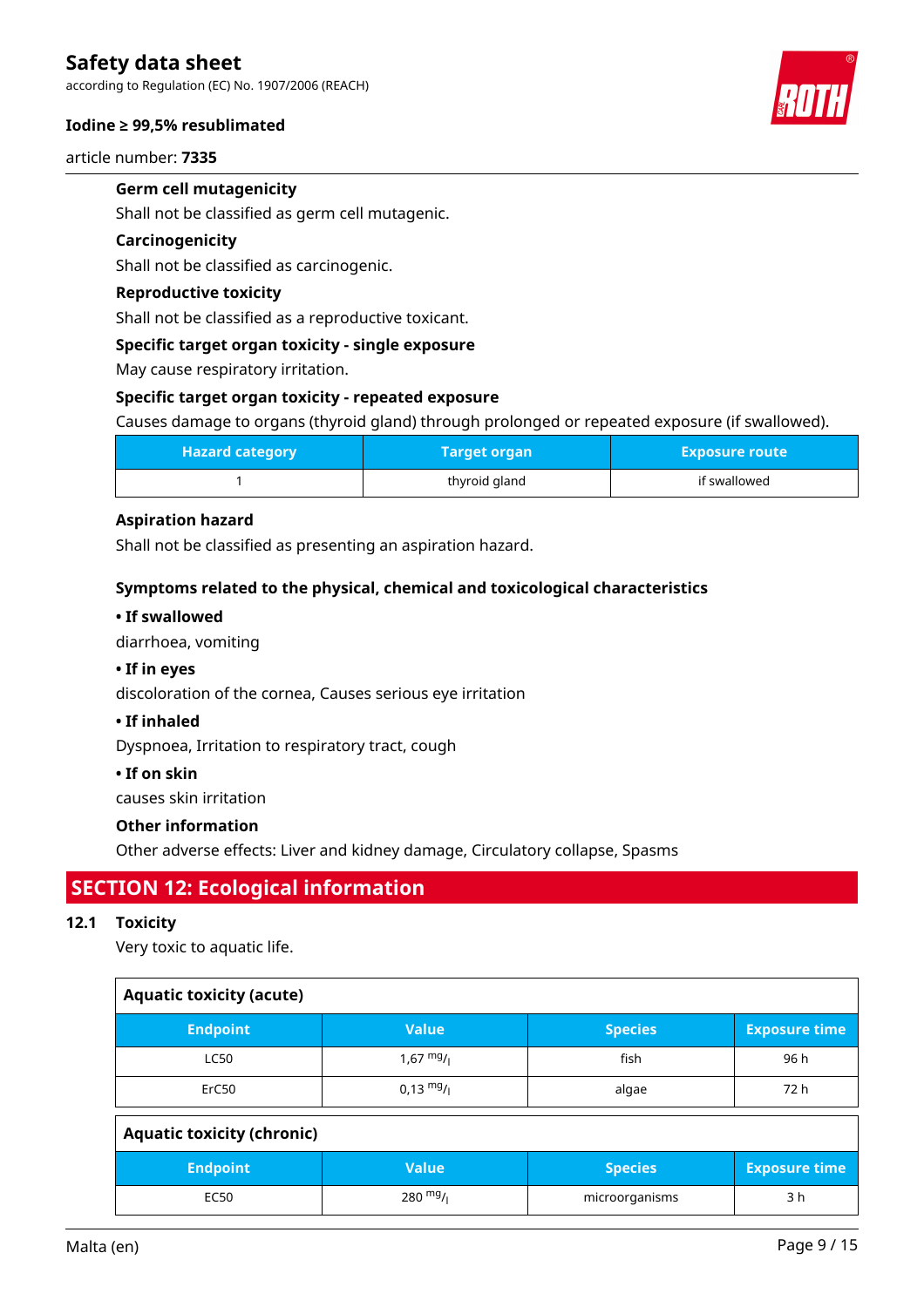**Germ cell mutagenicity**

Shall not be classified as germ cell mutagenic.

**Carcinogenicity**

Shall not be classified as carcinogenic.

**Reproductive toxicity**

Shall not be classified as a reproductive toxicant.

**Specific target organ toxicity - single exposure**

May cause respiratory irritation.

**Specific target organ toxicity - repeated exposure**

Causes damage to organs (thyroid gland) through prolonged or repeated exposure (if swallowed).

| Hazard category | Target organ | Exposure route |
|---|---|---|
| 1 | thyroid gland | if swallowed |

**Aspiration hazard**

Shall not be classified as presenting an aspiration hazard.

**Symptoms related to the physical, chemical and toxicological characteristics**

**• If swallowed**

diarrhoea, vomiting

**• If in eyes**

discoloration of the cornea, Causes serious eye irritation

**• If inhaled**

Dyspnoea, Irritation to respiratory tract, cough

**• If on skin**

causes skin irritation

**Other information**

Other adverse effects: Liver and kidney damage, Circulatory collapse, Spasms

## SECTION 12: Ecological information

### 12.1 Toxicity

Very toxic to aquatic life.

**Aquatic toxicity (acute)**

| Endpoint | Value | Species | Exposure time |
|---|---|---|---|
| LC50 | 1,67 mg/l | fish | 96 h |
| ErC50 | 0,13 mg/l | algae | 72 h |

**Aquatic toxicity (chronic)**

| Endpoint | Value | Species | Exposure time |
|---|---|---|---|
| EC50 | 280 mg/l | microorganisms | 3 h |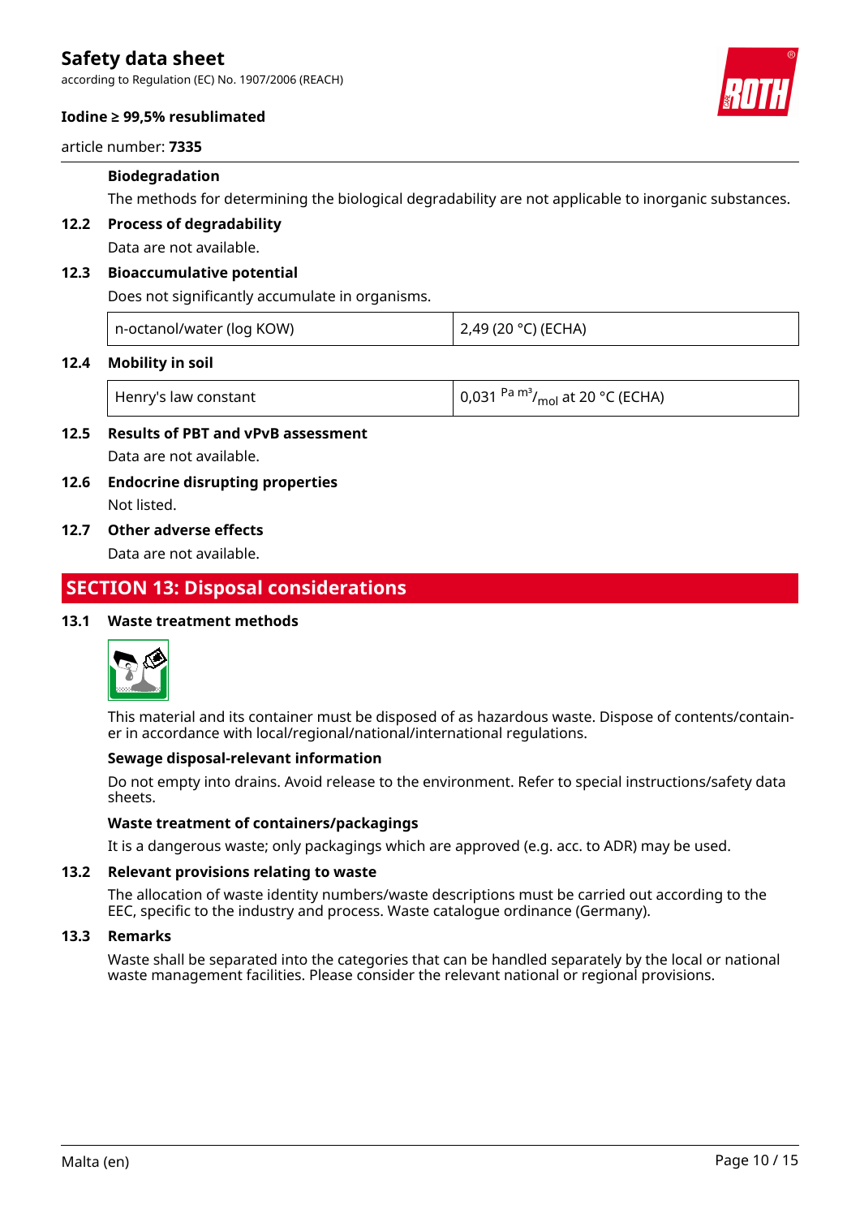**Biodegradation**

The methods for determining the biological degradability are not applicable to inorganic substances.

### 12.2 Process of degradability

Data are not available.

### 12.3 Bioaccumulative potential

Does not significantly accumulate in organisms.

| n-octanol/water (log KOW) | 2,49 (20 °C) (ECHA) |
|---|---|

### 12.4 Mobility in soil

| Henry's law constant | 0,031 $^{Pa\ m^3}/_{mol}$ at 20 °C (ECHA) |
|---|---|

### 12.5 Results of PBT and vPvB assessment

Data are not available.

### 12.6 Endocrine disrupting properties

Not listed.

### 12.7 Other adverse effects

Data are not available.

## SECTION 13: Disposal considerations

### 13.1 Waste treatment methods

This material and its container must be disposed of as hazardous waste. Dispose of contents/container in accordance with local/regional/national/international regulations.

**Sewage disposal-relevant information**

Do not empty into drains. Avoid release to the environment. Refer to special instructions/safety data sheets.

**Waste treatment of containers/packagings**

It is a dangerous waste; only packagings which are approved (e.g. acc. to ADR) may be used.

### 13.2 Relevant provisions relating to waste

The allocation of waste identity numbers/waste descriptions must be carried out according to the EEC, specific to the industry and process. Waste catalogue ordinance (Germany).

### 13.3 Remarks

Waste shall be separated into the categories that can be handled separately by the local or national waste management facilities. Please consider the relevant national or regional provisions.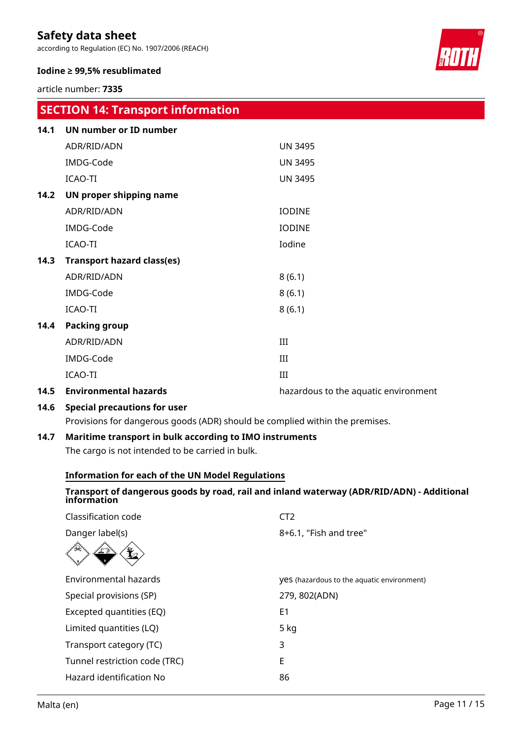## SECTION 14: Transport information

**14.1 UN number or ID number**

| | |
|---|---|
| ADR/RID/ADN | UN 3495 |
| IMDG-Code | UN 3495 |
| ICAO-TI | UN 3495 |

**14.2 UN proper shipping name**

| | |
|---|---|
| ADR/RID/ADN | IODINE |
| IMDG-Code | IODINE |
| ICAO-TI | Iodine |

**14.3 Transport hazard class(es)**

| | |
|---|---|
| ADR/RID/ADN | 8 (6.1) |
| IMDG-Code | 8 (6.1) |
| ICAO-TI | 8 (6.1) |

**14.4 Packing group**

| | |
|---|---|
| ADR/RID/ADN | III |
| IMDG-Code | III |
| ICAO-TI | III |

**14.5 Environmental hazards** — hazardous to the aquatic environment

**14.6 Special precautions for user**

Provisions for dangerous goods (ADR) should be complied within the premises.

**14.7 Maritime transport in bulk according to IMO instruments**

The cargo is not intended to be carried in bulk.

**Information for each of the UN Model Regulations**

**Transport of dangerous goods by road, rail and inland waterway (ADR/RID/ADN) - Additional information**

| | |
|---|---|
| Classification code | CT2 |
| Danger label(s) | 8+6.1, "Fish and tree" |
| Environmental hazards | yes (hazardous to the aquatic environment) |
| Special provisions (SP) | 279, 802(ADN) |
| Excepted quantities (EQ) | E1 |
| Limited quantities (LQ) | 5 kg |
| Transport category (TC) | 3 |
| Tunnel restriction code (TRC) | E |
| Hazard identification No | 86 |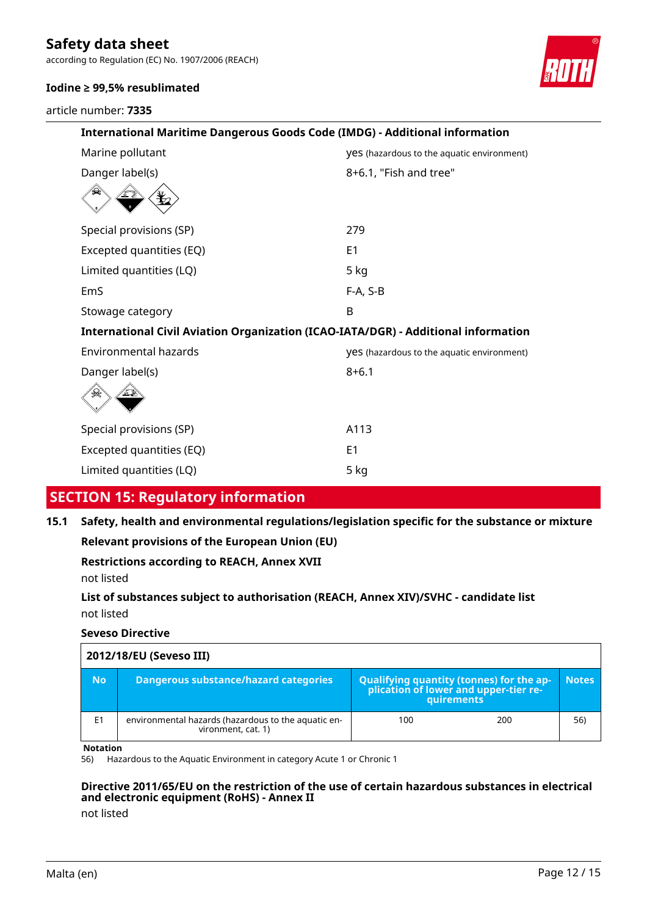#### International Maritime Dangerous Goods Code (IMDG) - Additional information

| | |
|---|---|
| Marine pollutant | yes (hazardous to the aquatic environment) |
| Danger label(s) | 8+6.1, "Fish and tree" |
| Special provisions (SP) | 279 |
| Excepted quantities (EQ) | E1 |
| Limited quantities (LQ) | 5 kg |
| EmS | F-A, S-B |
| Stowage category | B |

#### International Civil Aviation Organization (ICAO-IATA/DGR) - Additional information

| | |
|---|---|
| Environmental hazards | yes (hazardous to the aquatic environment) |
| Danger label(s) | 8+6.1 |
| Special provisions (SP) | A113 |
| Excepted quantities (EQ) | E1 |
| Limited quantities (LQ) | 5 kg |

## SECTION 15: Regulatory information

### 15.1 Safety, health and environmental regulations/legislation specific for the substance or mixture

**Relevant provisions of the European Union (EU)**

**Restrictions according to REACH, Annex XVII**

not listed

**List of substances subject to authorisation (REACH, Annex XIV)/SVHC - candidate list**

not listed

**Seveso Directive**

| 2012/18/EU (Seveso III) | | | | |
|---|---|---|---|---|
| **No** | **Dangerous substance/hazard categories** | **Qualifying quantity (tonnes) for the application of lower and upper-tier requirements** | | **Notes** |
| E1 | environmental hazards (hazardous to the aquatic environment, cat. 1) | 100 | 200 | 56) |

**Notation**

56) Hazardous to the Aquatic Environment in category Acute 1 or Chronic 1

**Directive 2011/65/EU on the restriction of the use of certain hazardous substances in electrical and electronic equipment (RoHS) - Annex II**

not listed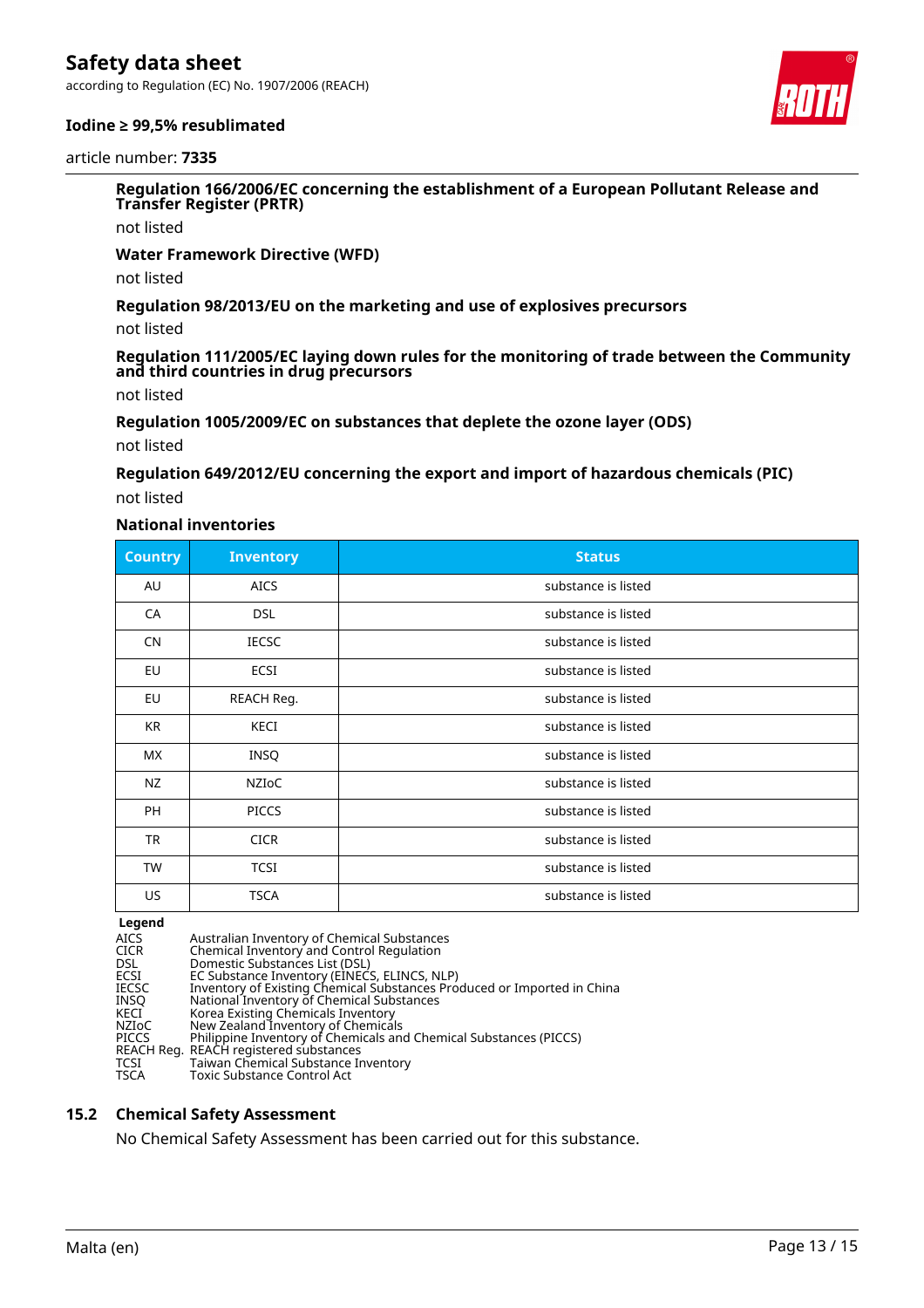**Regulation 166/2006/EC concerning the establishment of a European Pollutant Release and Transfer Register (PRTR)**

not listed

**Water Framework Directive (WFD)**

not listed

**Regulation 98/2013/EU on the marketing and use of explosives precursors**

not listed

**Regulation 111/2005/EC laying down rules for the monitoring of trade between the Community and third countries in drug precursors**

not listed

**Regulation 1005/2009/EC on substances that deplete the ozone layer (ODS)**

not listed

**Regulation 649/2012/EU concerning the export and import of hazardous chemicals (PIC)**

not listed

**National inventories**

| Country | Inventory | Status |
|---|---|---|
| AU | AICS | substance is listed |
| CA | DSL | substance is listed |
| CN | IECSC | substance is listed |
| EU | ECSI | substance is listed |
| EU | REACH Reg. | substance is listed |
| KR | KECI | substance is listed |
| MX | INSQ | substance is listed |
| NZ | NZIoC | substance is listed |
| PH | PICCS | substance is listed |
| TR | CICR | substance is listed |
| TW | TCSI | substance is listed |
| US | TSCA | substance is listed |

**Legend**

| | |
|---|---|
| AICS | Australian Inventory of Chemical Substances |
| CICR | Chemical Inventory and Control Regulation |
| DSL | Domestic Substances List (DSL) |
| ECSI | EC Substance Inventory (EINECS, ELINCS, NLP) |
| IECSC | Inventory of Existing Chemical Substances Produced or Imported in China |
| INSQ | National Inventory of Chemical Substances |
| KECI | Korea Existing Chemicals Inventory |
| NZIoC | New Zealand Inventory of Chemicals |
| PICCS | Philippine Inventory of Chemicals and Chemical Substances (PICCS) |
| REACH Reg. | REACH registered substances |
| TCSI | Taiwan Chemical Substance Inventory |
| TSCA | Toxic Substance Control Act |

## 15.2 Chemical Safety Assessment

No Chemical Safety Assessment has been carried out for this substance.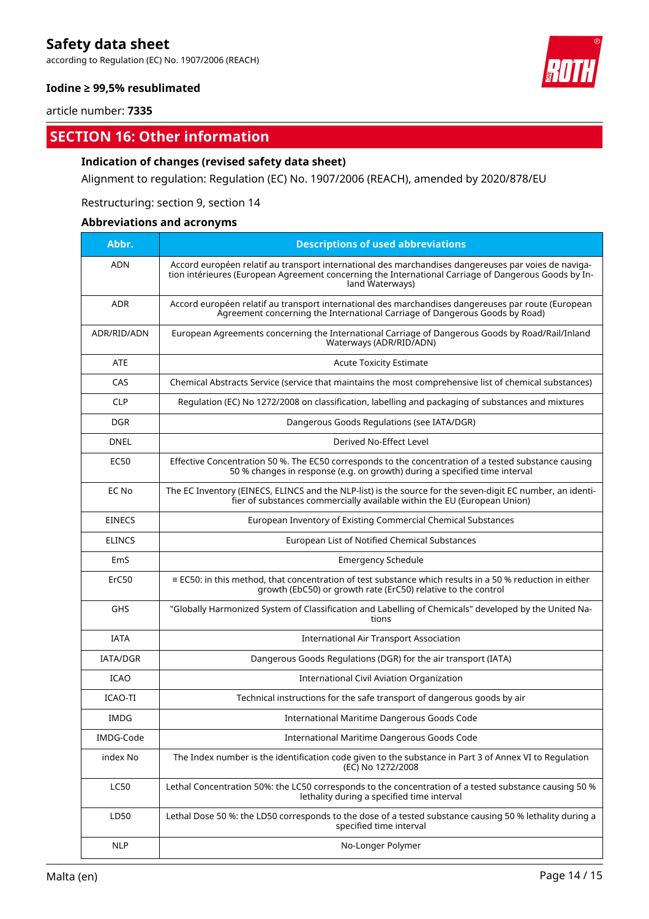## SECTION 16: Other information

### Indication of changes (revised safety data sheet)

Alignment to regulation: Regulation (EC) No. 1907/2006 (REACH), amended by 2020/878/EU

Restructuring: section 9, section 14

### Abbreviations and acronyms

| Abbr. | Descriptions of used abbreviations |
|---|---|
| ADN | Accord européen relatif au transport international des marchandises dangereuses par voies de navigation intérieures (European Agreement concerning the International Carriage of Dangerous Goods by Inland Waterways) |
| ADR | Accord européen relatif au transport international des marchandises dangereuses par route (European Agreement concerning the International Carriage of Dangerous Goods by Road) |
| ADR/RID/ADN | European Agreements concerning the International Carriage of Dangerous Goods by Road/Rail/Inland Waterways (ADR/RID/ADN) |
| ATE | Acute Toxicity Estimate |
| CAS | Chemical Abstracts Service (service that maintains the most comprehensive list of chemical substances) |
| CLP | Regulation (EC) No 1272/2008 on classification, labelling and packaging of substances and mixtures |
| DGR | Dangerous Goods Regulations (see IATA/DGR) |
| DNEL | Derived No-Effect Level |
| EC50 | Effective Concentration 50 %. The EC50 corresponds to the concentration of a tested substance causing 50 % changes in response (e.g. on growth) during a specified time interval |
| EC No | The EC Inventory (EINECS, ELINCS and the NLP-list) is the source for the seven-digit EC number, an identifier of substances commercially available within the EU (European Union) |
| EINECS | European Inventory of Existing Commercial Chemical Substances |
| ELINCS | European List of Notified Chemical Substances |
| EmS | Emergency Schedule |
| ErC50 | ≡ EC50: in this method, that concentration of test substance which results in a 50 % reduction in either growth (EbC50) or growth rate (ErC50) relative to the control |
| GHS | "Globally Harmonized System of Classification and Labelling of Chemicals" developed by the United Nations |
| IATA | International Air Transport Association |
| IATA/DGR | Dangerous Goods Regulations (DGR) for the air transport (IATA) |
| ICAO | International Civil Aviation Organization |
| ICAO-TI | Technical instructions for the safe transport of dangerous goods by air |
| IMDG | International Maritime Dangerous Goods Code |
| IMDG-Code | International Maritime Dangerous Goods Code |
| index No | The Index number is the identification code given to the substance in Part 3 of Annex VI to Regulation (EC) No 1272/2008 |
| LC50 | Lethal Concentration 50%: the LC50 corresponds to the concentration of a tested substance causing 50 % lethality during a specified time interval |
| LD50 | Lethal Dose 50 %: the LD50 corresponds to the dose of a tested substance causing 50 % lethality during a specified time interval |
| NLP | No-Longer Polymer |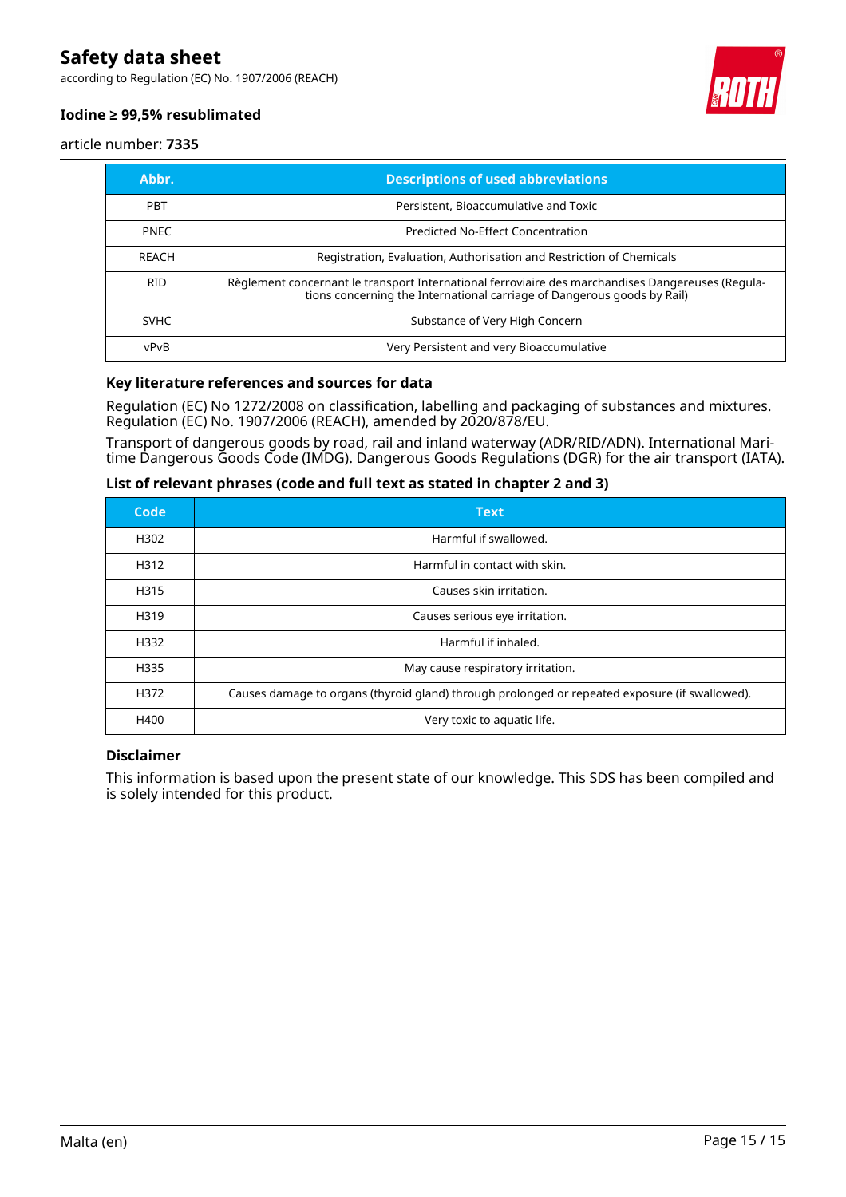| Abbr. | Descriptions of used abbreviations |
|---|---|
| PBT | Persistent, Bioaccumulative and Toxic |
| PNEC | Predicted No-Effect Concentration |
| REACH | Registration, Evaluation, Authorisation and Restriction of Chemicals |
| RID | Règlement concernant le transport International ferroviaire des marchandises Dangereuses (Regulations concerning the International carriage of Dangerous goods by Rail) |
| SVHC | Substance of Very High Concern |
| vPvB | Very Persistent and very Bioaccumulative |

### Key literature references and sources for data

Regulation (EC) No 1272/2008 on classification, labelling and packaging of substances and mixtures. Regulation (EC) No. 1907/2006 (REACH), amended by 2020/878/EU.

Transport of dangerous goods by road, rail and inland waterway (ADR/RID/ADN). International Maritime Dangerous Goods Code (IMDG). Dangerous Goods Regulations (DGR) for the air transport (IATA).

### List of relevant phrases (code and full text as stated in chapter 2 and 3)

| Code | Text |
|---|---|
| H302 | Harmful if swallowed. |
| H312 | Harmful in contact with skin. |
| H315 | Causes skin irritation. |
| H319 | Causes serious eye irritation. |
| H332 | Harmful if inhaled. |
| H335 | May cause respiratory irritation. |
| H372 | Causes damage to organs (thyroid gland) through prolonged or repeated exposure (if swallowed). |
| H400 | Very toxic to aquatic life. |

### Disclaimer

This information is based upon the present state of our knowledge. This SDS has been compiled and is solely intended for this product.